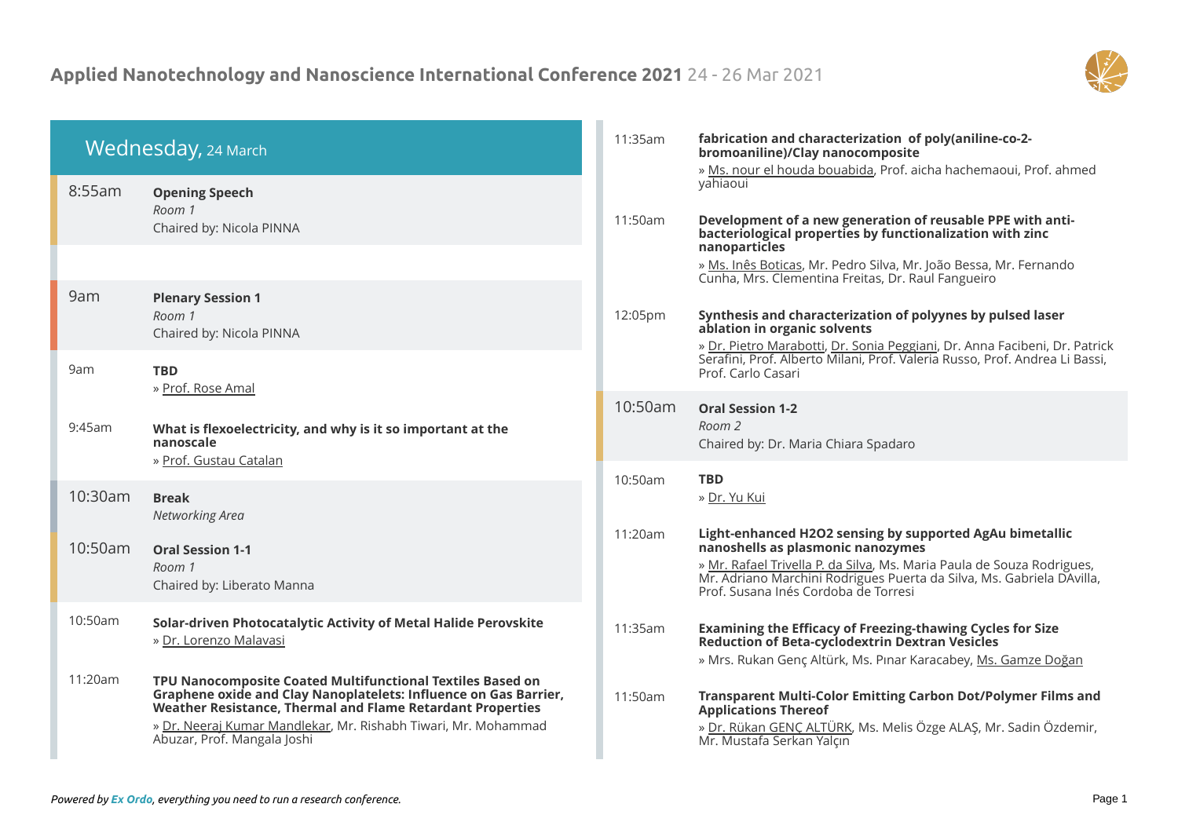# Applied Nanotechnology and Nanoscience International Conference 2021 24 - 26 Mar 2021

## Wednesday, 24 March

**8:55am** — **Opening Speech**
*Room 1*
Chaired by: Nicola PINNA

**9am** — **Plenary Session 1**
*Room 1*
Chaired by: Nicola PINNA

9am — **TBD**
» Prof. Rose Amal

9:45am — **What is flexoelectricity, and why is it so important at the nanoscale**
» Prof. Gustau Catalan

**10:30am** — **Break**
*Networking Area*

**10:50am** — **Oral Session 1-1**
*Room 1*
Chaired by: Liberato Manna

10:50am — **Solar-driven Photocatalytic Activity of Metal Halide Perovskite**
» Dr. Lorenzo Malavasi

11:20am — **TPU Nanocomposite Coated Multifunctional Textiles Based on Graphene oxide and Clay Nanoplatelets: Influence on Gas Barrier, Weather Resistance, Thermal and Flame Retardant Properties**
» Dr. Neeraj Kumar Mandlekar, Mr. Rishabh Tiwari, Mr. Mohammad Abuzar, Prof. Mangala Joshi

11:35am — **fabrication and characterization of poly(aniline-co-2-bromoaniline)/Clay nanocomposite**
» Ms. nour el houda bouabida, Prof. aicha hachemaoui, Prof. ahmed yahiaoui

11:50am — **Development of a new generation of reusable PPE with anti-bacteriological properties by functionalization with zinc nanoparticles**
» Ms. Inês Boticas, Mr. Pedro Silva, Mr. João Bessa, Mr. Fernando Cunha, Mrs. Clementina Freitas, Dr. Raul Fangueiro

12:05pm — **Synthesis and characterization of polyynes by pulsed laser ablation in organic solvents**
» Dr. Pietro Marabotti, Dr. Sonia Peggiani, Dr. Anna Facibeni, Dr. Patrick Serafini, Prof. Alberto Milani, Prof. Valeria Russo, Prof. Andrea Li Bassi, Prof. Carlo Casari

**10:50am** — **Oral Session 1-2**
*Room 2*
Chaired by: Dr. Maria Chiara Spadaro

10:50am — **TBD**
» Dr. Yu Kui

11:20am — **Light-enhanced H2O2 sensing by supported AgAu bimetallic nanoshells as plasmonic nanozymes**
» Mr. Rafael Trivella P. da Silva, Ms. Maria Paula de Souza Rodrigues, Mr. Adriano Marchini Rodrigues Puerta da Silva, Ms. Gabriela DAvilla, Prof. Susana Inés Cordoba de Torresi

11:35am — **Examining the Efficacy of Freezing-thawing Cycles for Size Reduction of Beta-cyclodextrin Dextran Vesicles**
» Mrs. Rukan Genç Altürk, Ms. Pınar Karacabey, Ms. Gamze Doğan

11:50am — **Transparent Multi-Color Emitting Carbon Dot/Polymer Films and Applications Thereof**
» Dr. Rükan GENÇ ALTÜRK, Ms. Melis Özge ALAŞ, Mr. Sadin Özdemir, Mr. Mustafa Serkan Yalçın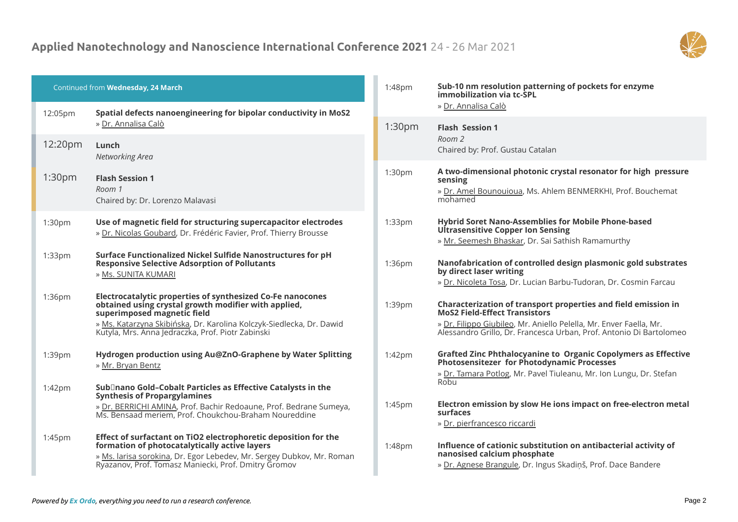Continued from **Wednesday, 24 March**

12:05pm **Spatial defects nanoengineering for bipolar conductivity in $MoS_2$**
» Dr. Annalisa Calò

12:20pm **Lunch**
*Networking Area*

1:30pm **Flash Session 1**
*Room 1*
Chaired by: Dr. Lorenzo Malavasi

1:30pm **Use of magnetic field for structuring supercapacitor electrodes**
» Dr. Nicolas Goubard, Dr. Frédéric Favier, Prof. Thierry Brousse

1:33pm **Surface Functionalized Nickel Sulfide Nanostructures for pH Responsive Selective Adsorption of Pollutants**
» Ms. SUNITA KUMARI

1:36pm **Electrocatalytic properties of synthesized Co-Fe nanocones obtained using crystal growth modifier with applied, superimposed magnetic field**
» Ms. Katarzyna Skibińska, Dr. Karolina Kolczyk-Siedlecka, Dr. Dawid Kutyla, Mrs. Anna Jedraczka, Prof. Piotr Zabinski

1:39pm **Hydrogen production using Au@ZnO-Graphene by Water Splitting**
» Mr. Bryan Bentz

1:42pm **Sub□nano Gold–Cobalt Particles as Effective Catalysts in the Synthesis of Propargylamines**
» Dr. BERRICHI AMINA, Prof. Bachir Redoaune, Prof. Bedrane Sumeya, Ms. Bensaad meriem, Prof. Choukchou-Braham Noureddine

1:45pm **Effect of surfactant on $TiO_2$ electrophoretic deposition for the formation of photocatalytically active layers**
» Ms. larisa sorokina, Dr. Egor Lebedev, Mr. Sergey Dubkov, Mr. Roman Ryazanov, Prof. Tomasz Maniecki, Prof. Dmitry Gromov

1:48pm **Sub-10 nm resolution patterning of pockets for enzyme immobilization via tc-SPL**
» Dr. Annalisa Calò

1:30pm **Flash Session 1**
*Room 2*
Chaired by: Prof. Gustau Catalan

1:30pm **A two-dimensional photonic crystal resonator for high pressure sensing**
» Dr. Amel Bounouioua, Ms. Ahlem BENMERKHI, Prof. Bouchemat mohamed

1:33pm **Hybrid Soret Nano-Assemblies for Mobile Phone-based Ultrasensitive Copper Ion Sensing**
» Mr. Seemesh Bhaskar, Dr. Sai Sathish Ramamurthy

1:36pm **Nanofabrication of controlled design plasmonic gold substrates by direct laser writing**
» Dr. Nicoleta Tosa, Dr. Lucian Barbu-Tudoran, Dr. Cosmin Farcau

1:39pm **Characterization of transport properties and field emission in $MoS_2$ Field-Effect Transistors**
» Dr. Filippo Giubileo, Mr. Aniello Pelella, Mr. Enver Faella, Mr. Alessandro Grillo, Dr. Francesca Urban, Prof. Antonio Di Bartolomeo

1:42pm **Grafted Zinc Phthalocyanine to Organic Copolymers as Effective Photosensitezer for Photodynamic Processes**
» Dr. Tamara Potlog, Mr. Pavel Tiuleanu, Mr. Ion Lungu, Dr. Stefan Robu

1:45pm **Electron emission by slow He ions impact on free-electron metal surfaces**
» Dr. pierfrancesco riccardi

1:48pm **Influence of cationic substitution on antibacterial activity of nanosised calcium phosphate**
» Dr. Agnese Brangule, Dr. Ingus Skadiņš, Prof. Dace Bandere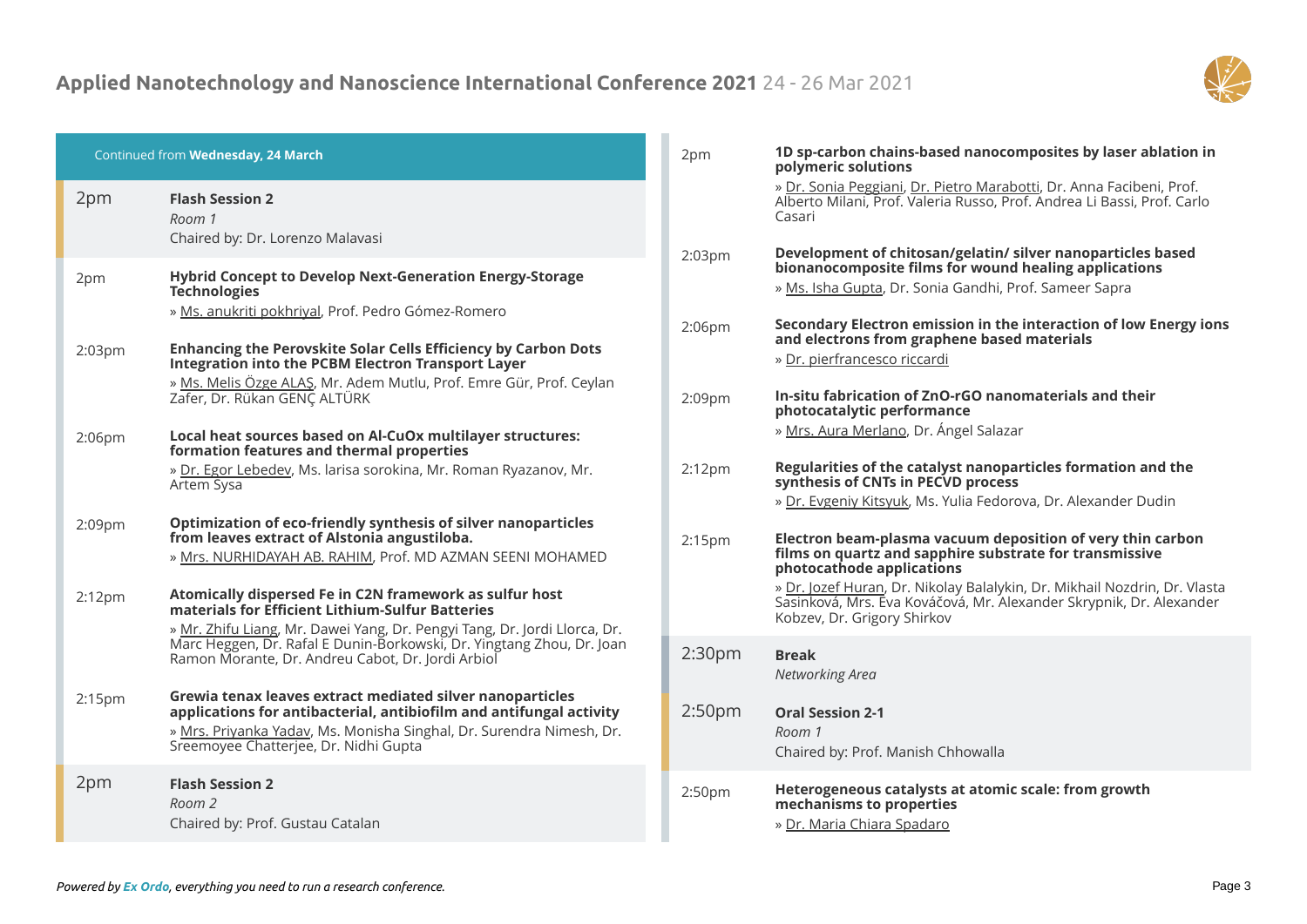Continued from **Wednesday, 24 March**

2pm

**Flash Session 2**

*Room 1*

Chaired by: Dr. Lorenzo Malavasi

2pm

**Hybrid Concept to Develop Next-Generation Energy-Storage Technologies**

» Ms. anukriti pokhriyal, Prof. Pedro Gómez-Romero

2:03pm

**Enhancing the Perovskite Solar Cells Efficiency by Carbon Dots Integration into the PCBM Electron Transport Layer**

» Ms. Melis Özge ALAŞ, Mr. Adem Mutlu, Prof. Emre Gür, Prof. Ceylan Zafer, Dr. Rükan GENÇ ALTÜRK

2:06pm

**Local heat sources based on Al-CuOx multilayer structures: formation features and thermal properties**

» Dr. Egor Lebedev, Ms. larisa sorokina, Mr. Roman Ryazanov, Mr. Artem Sysa

2:09pm

**Optimization of eco-friendly synthesis of silver nanoparticles from leaves extract of Alstonia angustiloba.**

» Mrs. NURHIDAYAH AB. RAHIM, Prof. MD AZMAN SEENI MOHAMED

2:12pm

**Atomically dispersed Fe in C2N framework as sulfur host materials for Efficient Lithium-Sulfur Batteries**

» Mr. Zhifu Liang, Mr. Dawei Yang, Dr. Pengyi Tang, Dr. Jordi Llorca, Dr. Marc Heggen, Dr. Rafal E Dunin-Borkowski, Dr. Yingtang Zhou, Dr. Joan Ramon Morante, Dr. Andreu Cabot, Dr. Jordi Arbiol

2:15pm

**Grewia tenax leaves extract mediated silver nanoparticles applications for antibacterial, antibiofilm and antifungal activity**

» Mrs. Priyanka Yadav, Ms. Monisha Singhal, Dr. Surendra Nimesh, Dr. Sreemoyee Chatterjee, Dr. Nidhi Gupta

2pm

**Flash Session 2**

*Room 2*

Chaired by: Prof. Gustau Catalan

2pm

**1D sp-carbon chains-based nanocomposites by laser ablation in polymeric solutions**

» Dr. Sonia Peggiani, Dr. Pietro Marabotti, Dr. Anna Facibeni, Prof. Alberto Milani, Prof. Valeria Russo, Prof. Andrea Li Bassi, Prof. Carlo Casari

2:03pm

**Development of chitosan/gelatin/ silver nanoparticles based bionanocomposite films for wound healing applications**

» Ms. Isha Gupta, Dr. Sonia Gandhi, Prof. Sameer Sapra

2:06pm

**Secondary Electron emission in the interaction of low Energy ions and electrons from graphene based materials**

» Dr. pierfrancesco riccardi

2:09pm

**In-situ fabrication of ZnO-rGO nanomaterials and their photocatalytic performance**

» Mrs. Aura Merlano, Dr. Ángel Salazar

2:12pm

**Regularities of the catalyst nanoparticles formation and the synthesis of CNTs in PECVD process**

» Dr. Evgeniy Kitsyuk, Ms. Yulia Fedorova, Dr. Alexander Dudin

2:15pm

**Electron beam-plasma vacuum deposition of very thin carbon films on quartz and sapphire substrate for transmissive photocathode applications**

» Dr. Jozef Huran, Dr. Nikolay Balalykin, Dr. Mikhail Nozdrin, Dr. Vlasta Sasinková, Mrs. Eva Kováčová, Mr. Alexander Skrypnik, Dr. Alexander Kobzev, Dr. Grigory Shirkov

2:30pm

**Break**

*Networking Area*

2:50pm

**Oral Session 2-1**

*Room 1*

Chaired by: Prof. Manish Chhowalla

2:50pm

**Heterogeneous catalysts at atomic scale: from growth mechanisms to properties**

» Dr. Maria Chiara Spadaro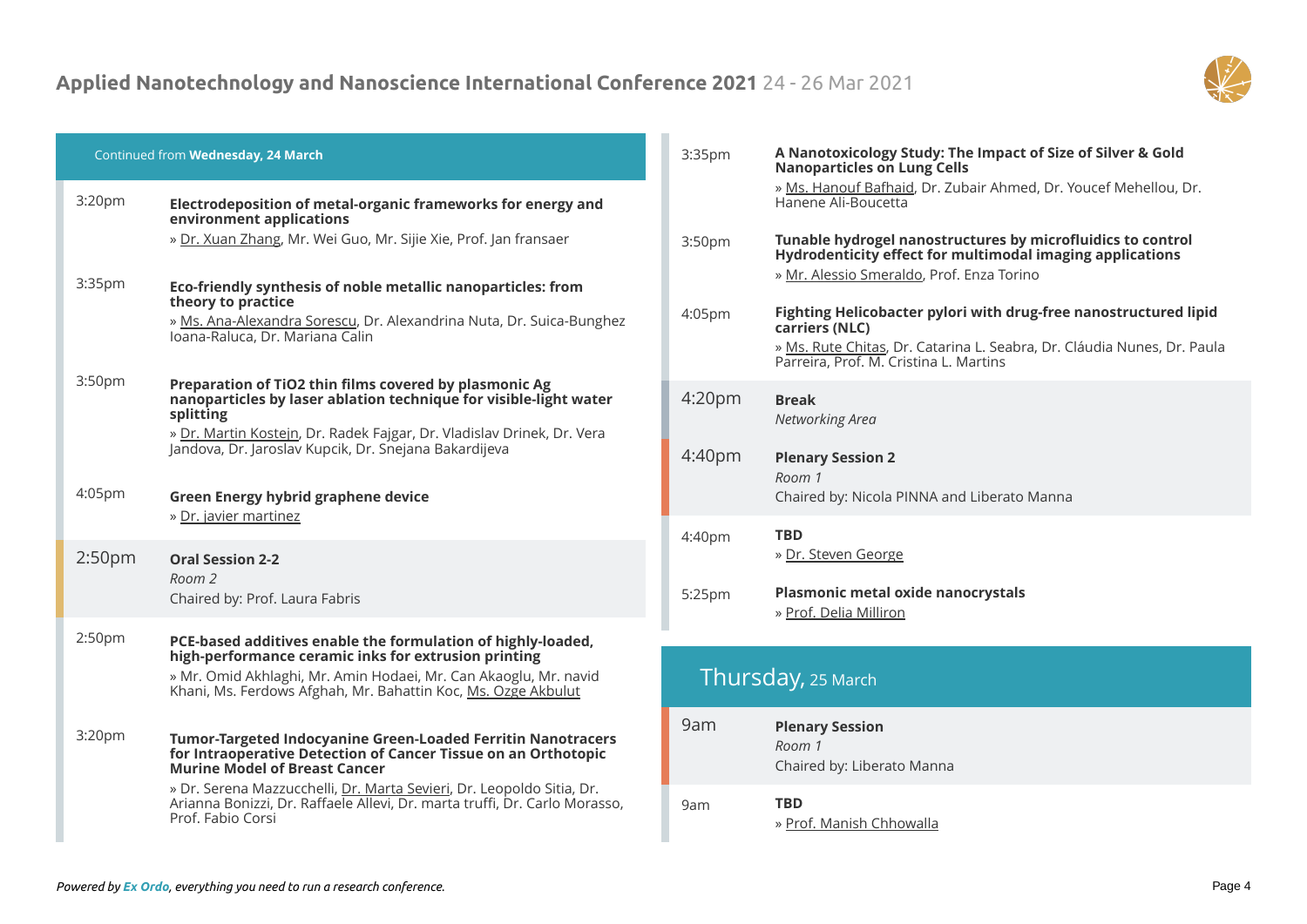Continued from **Wednesday, 24 March**

3:20pm

**Electrodeposition of metal-organic frameworks for energy and environment applications**

» Dr. Xuan Zhang, Mr. Wei Guo, Mr. Sijie Xie, Prof. Jan fransaer

3:35pm

**Eco-friendly synthesis of noble metallic nanoparticles: from theory to practice**

» Ms. Ana-Alexandra Sorescu, Dr. Alexandrina Nuta, Dr. Suica-Bunghez Ioana-Raluca, Dr. Mariana Calin

3:50pm

**Preparation of TiO2 thin films covered by plasmonic Ag nanoparticles by laser ablation technique for visible-light water splitting**

» Dr. Martin Kostejn, Dr. Radek Fajgar, Dr. Vladislav Drinek, Dr. Vera Jandova, Dr. Jaroslav Kupcik, Dr. Snejana Bakardijeva

4:05pm

**Green Energy hybrid graphene device**

» Dr. javier martinez

2:50pm

**Oral Session 2-2**

*Room 2*

Chaired by: Prof. Laura Fabris

2:50pm

**PCE-based additives enable the formulation of highly-loaded, high-performance ceramic inks for extrusion printing**

» Mr. Omid Akhlaghi, Mr. Amin Hodaei, Mr. Can Akaoglu, Mr. navid Khani, Ms. Ferdows Afghah, Mr. Bahattin Koc, Ms. Ozge Akbulut

3:20pm

**Tumor-Targeted Indocyanine Green-Loaded Ferritin Nanotracers for Intraoperative Detection of Cancer Tissue on an Orthotopic Murine Model of Breast Cancer**

» Dr. Serena Mazzucchelli, Dr. Marta Sevieri, Dr. Leopoldo Sitia, Dr. Arianna Bonizzi, Dr. Raffaele Allevi, Dr. marta truffi, Dr. Carlo Morasso, Prof. Fabio Corsi

3:35pm

**A Nanotoxicology Study: The Impact of Size of Silver & Gold Nanoparticles on Lung Cells**

» Ms. Hanouf Bafhaid, Dr. Zubair Ahmed, Dr. Youcef Mehellou, Dr. Hanene Ali-Boucetta

3:50pm

**Tunable hydrogel nanostructures by microfluidics to control Hydrodenticity effect for multimodal imaging applications**

» Mr. Alessio Smeraldo, Prof. Enza Torino

4:05pm

**Fighting Helicobacter pylori with drug-free nanostructured lipid carriers (NLC)**

» Ms. Rute Chitas, Dr. Catarina L. Seabra, Dr. Cláudia Nunes, Dr. Paula Parreira, Prof. M. Cristina L. Martins

4:20pm

**Break**

*Networking Area*

4:40pm

**Plenary Session 2**

*Room 1*

Chaired by: Nicola PINNA and Liberato Manna

4:40pm

**TBD**

» Dr. Steven George

5:25pm

**Plasmonic metal oxide nanocrystals**

» Prof. Delia Milliron

## Thursday, 25 March

9am

**Plenary Session**

*Room 1*

Chaired by: Liberato Manna

9am

**TBD**

» Prof. Manish Chhowalla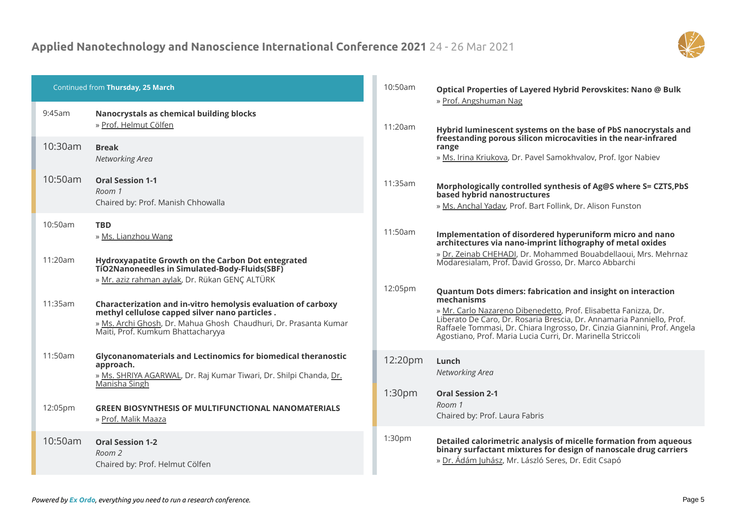Continued from **Thursday, 25 March**

9:45am **Nanocrystals as chemical building blocks**
» Prof. Helmut Cölfen

10:30am **Break**
*Networking Area*

10:50am **Oral Session 1-1**
*Room 1*
Chaired by: Prof. Manish Chhowalla

10:50am **TBD**
» Ms. Lianzhou Wang

11:20am **Hydroxyapatite Growth on the Carbon Dot entegrated TiO2Nanoneedles in Simulated-Body-Fluids(SBF)**
» Mr. aziz rahman aylak, Dr. Rükan GENÇ ALTÜRK

11:35am **Characterization and in-vitro hemolysis evaluation of carboxy methyl cellulose capped silver nano particles .**
» Ms. Archi Ghosh, Dr. Mahua Ghosh Chaudhuri, Dr. Prasanta Kumar Maiti, Prof. Kumkum Bhattacharyya

11:50am **Glyconanomaterials and Lectinomics for biomedical theranostic approach.**
» Ms. SHRIYA AGARWAL, Dr. Raj Kumar Tiwari, Dr. Shilpi Chanda, Dr. Manisha Singh

12:05pm **GREEN BIOSYNTHESIS OF MULTIFUNCTIONAL NANOMATERIALS**
» Prof. Malik Maaza

10:50am **Oral Session 1-2**
*Room 2*
Chaired by: Prof. Helmut Cölfen

10:50am **Optical Properties of Layered Hybrid Perovskites: Nano @ Bulk**
» Prof. Angshuman Nag

11:20am **Hybrid luminescent systems on the base of PbS nanocrystals and freestanding porous silicon microcavities in the near-infrared range**
» Ms. Irina Kriukova, Dr. Pavel Samokhvalov, Prof. Igor Nabiev

11:35am **Morphologically controlled synthesis of Ag@S where S= CZTS,PbS based hybrid nanostructures**
» Ms. Anchal Yadav, Prof. Bart Follink, Dr. Alison Funston

11:50am **Implementation of disordered hyperuniform micro and nano architectures via nano-imprint lithography of metal oxides**
» Dr. Zeinab CHEHADI, Dr. Mohammed Bouabdellaoui, Mrs. Mehrnaz Modaresialam, Prof. David Grosso, Dr. Marco Abbarchi

12:05pm **Quantum Dots dimers: fabrication and insight on interaction mechanisms**
» Mr. Carlo Nazareno Dibenedetto, Prof. Elisabetta Fanizza, Dr. Liberato De Caro, Dr. Rosaria Brescia, Dr. Annamaria Panniello, Prof. Raffaele Tommasi, Dr. Chiara Ingrosso, Dr. Cinzia Giannini, Prof. Angela Agostiano, Prof. Maria Lucia Curri, Dr. Marinella Striccoli

12:20pm **Lunch**
*Networking Area*

1:30pm **Oral Session 2-1**
*Room 1*
Chaired by: Prof. Laura Fabris

1:30pm **Detailed calorimetric analysis of micelle formation from aqueous binary surfactant mixtures for design of nanoscale drug carriers**
» Dr. Ádám Juhász, Mr. László Seres, Dr. Edit Csapó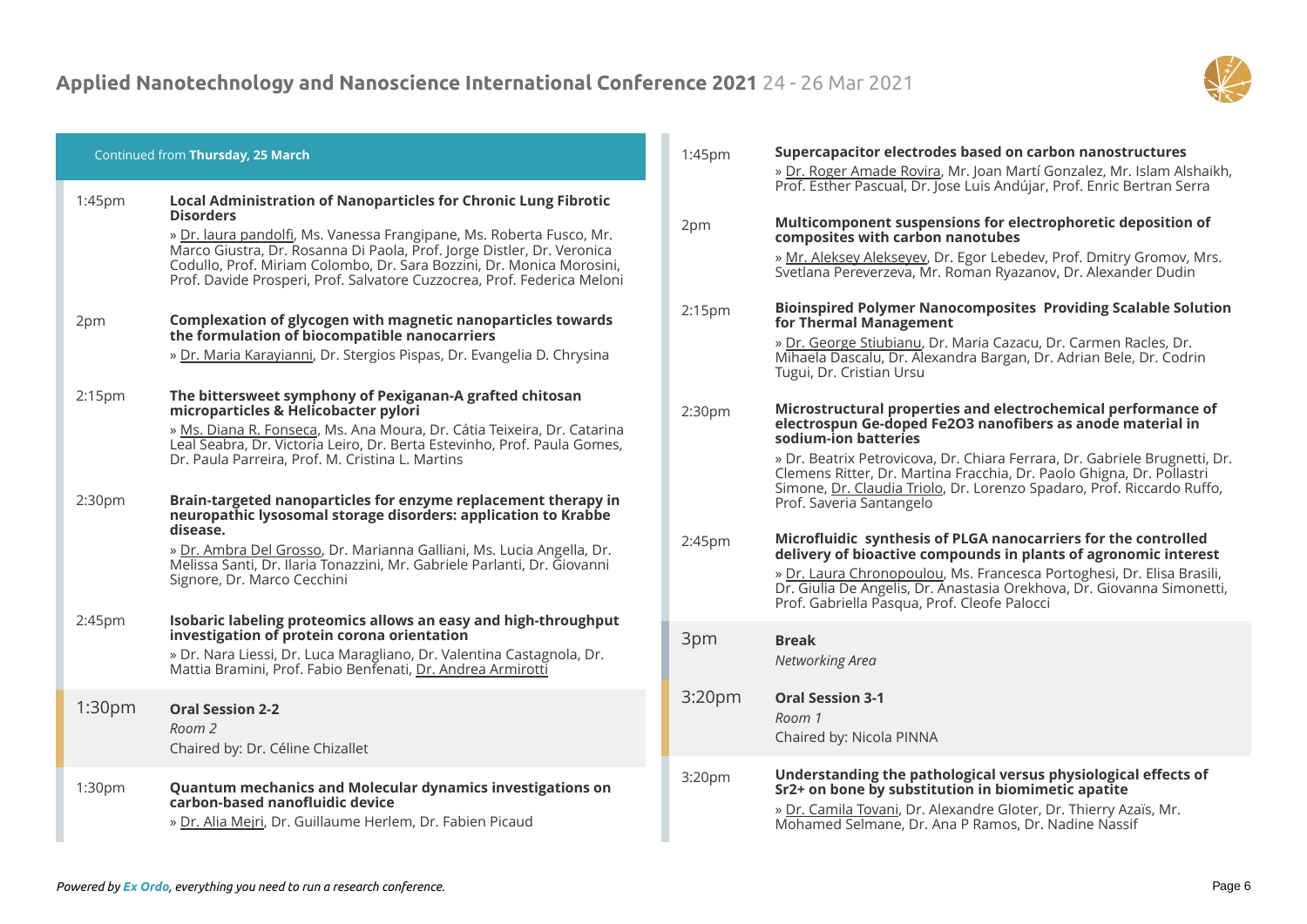# Applied Nanotechnology and Nanoscience International Conference 2021 24 - 26 Mar 2021

Continued from **Thursday, 25 March**

1:45pm

**Local Administration of Nanoparticles for Chronic Lung Fibrotic Disorders**

» Dr. laura pandolfi, Ms. Vanessa Frangipane, Ms. Roberta Fusco, Mr. Marco Giustra, Dr. Rosanna Di Paola, Prof. Jorge Distler, Dr. Veronica Codullo, Prof. Miriam Colombo, Dr. Sara Bozzini, Dr. Monica Morosini, Prof. Davide Prosperi, Prof. Salvatore Cuzzocrea, Prof. Federica Meloni

2pm

**Complexation of glycogen with magnetic nanoparticles towards the formulation of biocompatible nanocarriers**

» Dr. Maria Karayianni, Dr. Stergios Pispas, Dr. Evangelia D. Chrysina

2:15pm

**The bittersweet symphony of Pexiganan-A grafted chitosan microparticles & Helicobacter pylori**

» Ms. Diana R. Fonseca, Ms. Ana Moura, Dr. Cátia Teixeira, Dr. Catarina Leal Seabra, Dr. Victoria Leiro, Dr. Berta Estevinho, Prof. Paula Gomes, Dr. Paula Parreira, Prof. M. Cristina L. Martins

2:30pm

**Brain-targeted nanoparticles for enzyme replacement therapy in neuropathic lysosomal storage disorders: application to Krabbe disease.**

» Dr. Ambra Del Grosso, Dr. Marianna Galliani, Ms. Lucia Angella, Dr. Melissa Santi, Dr. Ilaria Tonazzini, Mr. Gabriele Parlanti, Dr. Giovanni Signore, Dr. Marco Cecchini

2:45pm

**Isobaric labeling proteomics allows an easy and high-throughput investigation of protein corona orientation**

» Dr. Nara Liessi, Dr. Luca Maragliano, Dr. Valentina Castagnola, Dr. Mattia Bramini, Prof. Fabio Benfenati, Dr. Andrea Armirotti

1:30pm

**Oral Session 2-2**

*Room 2*

Chaired by: Dr. Céline Chizallet

1:30pm

**Quantum mechanics and Molecular dynamics investigations on carbon-based nanofluidic device**

» Dr. Alia Mejri, Dr. Guillaume Herlem, Dr. Fabien Picaud

1:45pm

**Supercapacitor electrodes based on carbon nanostructures**

» Dr. Roger Amade Rovira, Mr. Joan Martí Gonzalez, Mr. Islam Alshaikh, Prof. Esther Pascual, Dr. Jose Luis Andújar, Prof. Enric Bertran Serra

2pm

**Multicomponent suspensions for electrophoretic deposition of composites with carbon nanotubes**

» Mr. Aleksey Alekseyev, Dr. Egor Lebedev, Prof. Dmitry Gromov, Mrs. Svetlana Pereverzeva, Mr. Roman Ryazanov, Dr. Alexander Dudin

2:15pm

**Bioinspired Polymer Nanocomposites Providing Scalable Solution for Thermal Management**

» Dr. George Stiubianu, Dr. Maria Cazacu, Dr. Carmen Racles, Dr. Mihaela Dascalu, Dr. Alexandra Bargan, Dr. Adrian Bele, Dr. Codrin Tugui, Dr. Cristian Ursu

2:30pm

**Microstructural properties and electrochemical performance of electrospun Ge-doped Fe2O3 nanofibers as anode material in sodium-ion batteries**

» Dr. Beatrix Petrovicova, Dr. Chiara Ferrara, Dr. Gabriele Brugnetti, Dr. Clemens Ritter, Dr. Martina Fracchia, Dr. Paolo Ghigna, Dr. Pollastri Simone, Dr. Claudia Triolo, Dr. Lorenzo Spadaro, Prof. Riccardo Ruffo, Prof. Saveria Santangelo

2:45pm

**Microfluidic synthesis of PLGA nanocarriers for the controlled delivery of bioactive compounds in plants of agronomic interest**

» Dr. Laura Chronopoulou, Ms. Francesca Portoghesi, Dr. Elisa Brasili, Dr. Giulia De Angelis, Dr. Anastasia Orekhova, Dr. Giovanna Simonetti, Prof. Gabriella Pasqua, Prof. Cleofe Palocci

3pm

**Break**

*Networking Area*

3:20pm

**Oral Session 3-1**

*Room 1*

Chaired by: Nicola PINNA

3:20pm

**Understanding the pathological versus physiological effects of Sr2+ on bone by substitution in biomimetic apatite**

» Dr. Camila Tovani, Dr. Alexandre Gloter, Dr. Thierry Azaïs, Mr. Mohamed Selmane, Dr. Ana P Ramos, Dr. Nadine Nassif

*Powered by Ex Ordo, everything you need to run a research conference.*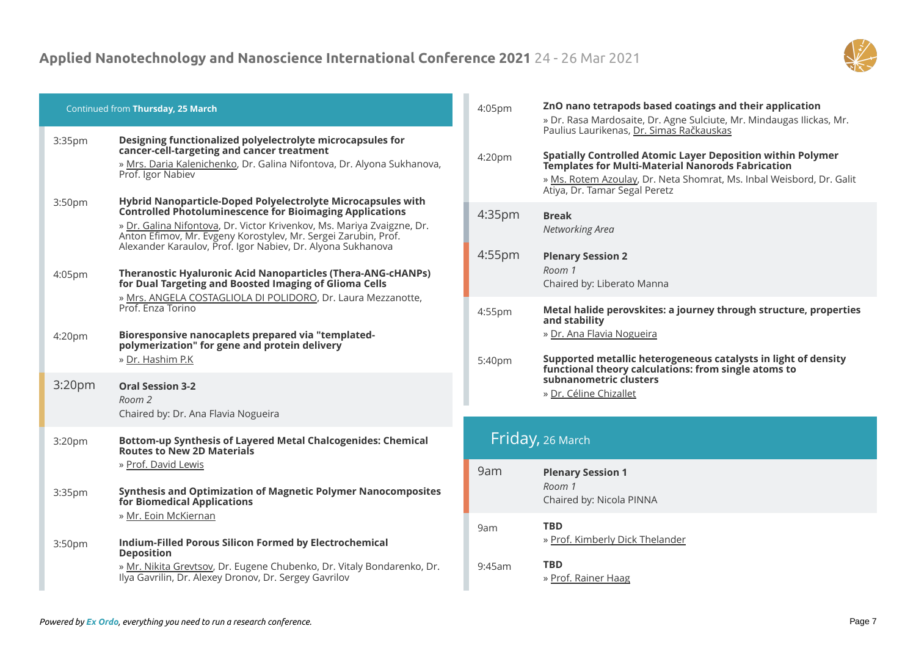Continued from **Thursday, 25 March**

3:35pm

**Designing functionalized polyelectrolyte microcapsules for cancer-cell-targeting and cancer treatment**

» Mrs. Daria Kalenichenko, Dr. Galina Nifontova, Dr. Alyona Sukhanova, Prof. Igor Nabiev

3:50pm

**Hybrid Nanoparticle-Doped Polyelectrolyte Microcapsules with Controlled Photoluminescence for Bioimaging Applications**

» Dr. Galina Nifontova, Dr. Victor Krivenkov, Ms. Mariya Zvaigzne, Dr. Anton Efimov, Mr. Evgeny Korostylev, Mr. Sergei Zarubin, Prof. Alexander Karaulov, Prof. Igor Nabiev, Dr. Alyona Sukhanova

4:05pm

**Theranostic Hyaluronic Acid Nanoparticles (Thera-ANG-cHANPs) for Dual Targeting and Boosted Imaging of Glioma Cells**

» Mrs. ANGELA COSTAGLIOLA DI POLIDORO, Dr. Laura Mezzanotte, Prof. Enza Torino

4:20pm

**Bioresponsive nanocaplets prepared via "templated-polymerization" for gene and protein delivery**

» Dr. Hashim P.K

3:20pm

**Oral Session 3-2**

*Room 2*

Chaired by: Dr. Ana Flavia Nogueira

3:20pm

**Bottom-up Synthesis of Layered Metal Chalcogenides: Chemical Routes to New 2D Materials**

» Prof. David Lewis

3:35pm

**Synthesis and Optimization of Magnetic Polymer Nanocomposites for Biomedical Applications**

» Mr. Eoin McKiernan

3:50pm

**Indium-Filled Porous Silicon Formed by Electrochemical Deposition**

» Mr. Nikita Grevtsov, Dr. Eugene Chubenko, Dr. Vitaly Bondarenko, Dr. Ilya Gavrilin, Dr. Alexey Dronov, Dr. Sergey Gavrilov

4:05pm

**ZnO nano tetrapods based coatings and their application**

» Dr. Rasa Mardosaite, Dr. Agne Sulciute, Mr. Mindaugas Ilickas, Mr. Paulius Laurikenas, Dr. Simas Račkauskas

4:20pm

**Spatially Controlled Atomic Layer Deposition within Polymer Templates for Multi-Material Nanorods Fabrication**

» Ms. Rotem Azoulay, Dr. Neta Shomrat, Ms. Inbal Weisbord, Dr. Galit Atiya, Dr. Tamar Segal Peretz

4:35pm

**Break**

*Networking Area*

4:55pm

**Plenary Session 2**

*Room 1*

Chaired by: Liberato Manna

4:55pm

**Metal halide perovskites: a journey through structure, properties and stability**

» Dr. Ana Flavia Nogueira

5:40pm

**Supported metallic heterogeneous catalysts in light of density functional theory calculations: from single atoms to subnanometric clusters**

» Dr. Céline Chizallet

## Friday, 26 March

9am

**Plenary Session 1**

*Room 1*

Chaired by: Nicola PINNA

9am

**TBD**

» Prof. Kimberly Dick Thelander

9:45am

**TBD**

» Prof. Rainer Haag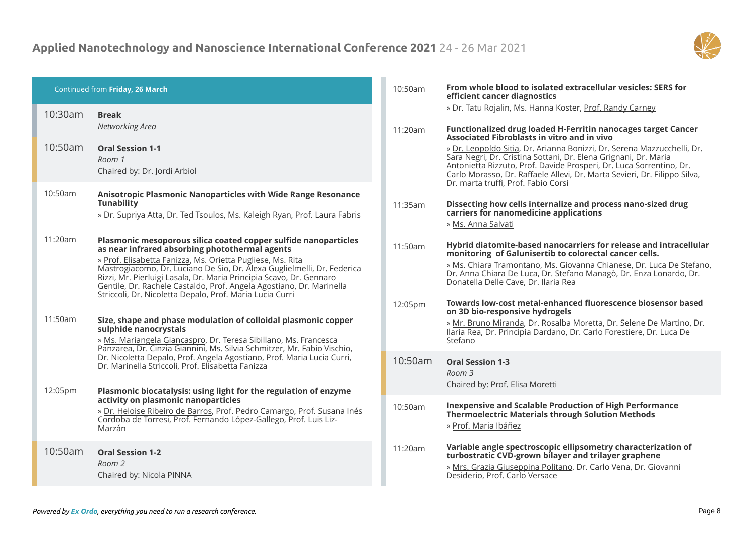Continued from **Friday, 26 March**

10:30am **Break**
*Networking Area*

10:50am **Oral Session 1-1**
*Room 1*
Chaired by: Dr. Jordi Arbiol

10:50am **Anisotropic Plasmonic Nanoparticles with Wide Range Resonance Tunability**
» Dr. Supriya Atta, Dr. Ted Tsoulos, Ms. Kaleigh Ryan, Prof. Laura Fabris

11:20am **Plasmonic mesoporous silica coated copper sulfide nanoparticles as near infrared absorbing photothermal agents**
» Prof. Elisabetta Fanizza, Ms. Orietta Pugliese, Ms. Rita Mastrogiacomo, Dr. Luciano De Sio, Dr. Alexa Guglielmelli, Dr. Federica Rizzi, Mr. Pierluigi Lasala, Dr. Maria Principia Scavo, Dr. Gennaro Gentile, Dr. Rachele Castaldo, Prof. Angela Agostiano, Dr. Marinella Striccoli, Dr. Nicoletta Depalo, Prof. Maria Lucia Curri

11:50am **Size, shape and phase modulation of colloidal plasmonic copper sulphide nanocrystals**
» Ms. Mariangela Giancaspro, Dr. Teresa Sibillano, Ms. Francesca Panzarea, Dr. Cinzia Giannini, Ms. Silvia Schmitzer, Mr. Fabio Vischio, Dr. Nicoletta Depalo, Prof. Angela Agostiano, Prof. Maria Lucia Curri, Dr. Marinella Striccoli, Prof. Elisabetta Fanizza

12:05pm **Plasmonic biocatalysis: using light for the regulation of enzyme activity on plasmonic nanoparticles**
» Dr. Heloise Ribeiro de Barros, Prof. Pedro Camargo, Prof. Susana Inés Cordoba de Torresi, Prof. Fernando López-Gallego, Prof. Luis Liz-Marzán

10:50am **Oral Session 1-2**
*Room 2*
Chaired by: Nicola PINNA

10:50am **From whole blood to isolated extracellular vesicles: SERS for efficient cancer diagnostics**
» Dr. Tatu Rojalin, Ms. Hanna Koster, Prof. Randy Carney

11:20am **Functionalized drug loaded H-Ferritin nanocages target Cancer Associated Fibroblasts in vitro and in vivo**
» Dr. Leopoldo Sitia, Dr. Arianna Bonizzi, Dr. Serena Mazzucchelli, Dr. Sara Negri, Dr. Cristina Sottani, Dr. Elena Grignani, Dr. Maria Antonietta Rizzuto, Prof. Davide Prosperi, Dr. Luca Sorrentino, Dr. Carlo Morasso, Dr. Raffaele Allevi, Dr. Marta Sevieri, Dr. Filippo Silva, Dr. marta truffi, Prof. Fabio Corsi

11:35am **Dissecting how cells internalize and process nano-sized drug carriers for nanomedicine applications**
» Ms. Anna Salvati

11:50am **Hybrid diatomite-based nanocarriers for release and intracellular monitoring of Galunisertib to colorectal cancer cells.**
» Ms. Chiara Tramontano, Ms. Giovanna Chianese, Dr. Luca De Stefano, Dr. Anna Chiara De Luca, Dr. Stefano Managò, Dr. Enza Lonardo, Dr. Donatella Delle Cave, Dr. Ilaria Rea

12:05pm **Towards low-cost metal-enhanced fluorescence biosensor based on 3D bio-responsive hydrogels**
» Mr. Bruno Miranda, Dr. Rosalba Moretta, Dr. Selene De Martino, Dr. Ilaria Rea, Dr. Principia Dardano, Dr. Carlo Forestiere, Dr. Luca De Stefano

10:50am **Oral Session 1-3**
*Room 3*
Chaired by: Prof. Elisa Moretti

10:50am **Inexpensive and Scalable Production of High Performance Thermoelectric Materials through Solution Methods**
» Prof. Maria Ibáñez

11:20am **Variable angle spectroscopic ellipsometry characterization of turbostratic CVD-grown bilayer and trilayer graphene**
» Mrs. Grazia Giuseppina Politano, Dr. Carlo Vena, Dr. Giovanni Desiderio, Prof. Carlo Versace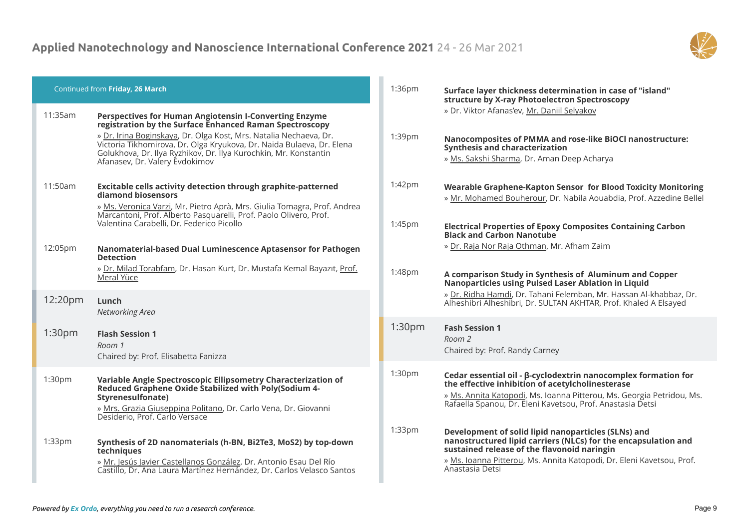Continued from **Friday, 26 March**

11:35am

**Perspectives for Human Angiotensin I-Converting Enzyme registration by the Surface Enhanced Raman Spectroscopy**

» Dr. Irina Boginskaya, Dr. Olga Kost, Mrs. Natalia Nechaeva, Dr. Victoria Tikhomirova, Dr. Olga Kryukova, Dr. Naida Bulaeva, Dr. Elena Golukhova, Dr. Ilya Ryzhikov, Dr. Ilya Kurochkin, Mr. Konstantin Afanasev, Dr. Valery Evdokimov

11:50am

**Excitable cells activity detection through graphite-patterned diamond biosensors**

» Ms. Veronica Varzi, Mr. Pietro Aprà, Mrs. Giulia Tomagra, Prof. Andrea Marcantoni, Prof. Alberto Pasquarelli, Prof. Paolo Olivero, Prof. Valentina Carabelli, Dr. Federico Picollo

12:05pm

**Nanomaterial-based Dual Luminescence Aptasensor for Pathogen Detection**

» Dr. Milad Torabfam, Dr. Hasan Kurt, Dr. Mustafa Kemal Bayazıt, Prof. Meral Yüce

12:20pm

**Lunch**

*Networking Area*

1:30pm

**Flash Session 1**

*Room 1*

Chaired by: Prof. Elisabetta Fanizza

1:30pm

**Variable Angle Spectroscopic Ellipsometry Characterization of Reduced Graphene Oxide Stabilized with Poly(Sodium 4-Styrenesulfonate)**

» Mrs. Grazia Giuseppina Politano, Dr. Carlo Vena, Dr. Giovanni Desiderio, Prof. Carlo Versace

1:33pm

**Synthesis of 2D nanomaterials (h-BN, Bi2Te3, MoS2) by top-down techniques**

» Mr. Jesús Javier Castellanos González, Dr. Antonio Esau Del Río Castillo, Dr. Ana Laura Martínez Hernández, Dr. Carlos Velasco Santos

1:36pm

**Surface layer thickness determination in case of "island" structure by X-ray Photoelectron Spectroscopy**

» Dr. Viktor Afanas'ev, Mr. Daniil Selyakov

1:39pm

**Nanocomposites of PMMA and rose-like BiOCl nanostructure: Synthesis and characterization**

» Ms. Sakshi Sharma, Dr. Aman Deep Acharya

1:42pm

**Wearable Graphene-Kapton Sensor for Blood Toxicity Monitoring**

» Mr. Mohamed Bouherour, Dr. Nabila Aouabdia, Prof. Azzedine Bellel

1:45pm

**Electrical Properties of Epoxy Composites Containing Carbon Black and Carbon Nanotube**

» Dr. Raja Nor Raja Othman, Mr. Afham Zaim

1:48pm

**A comparison Study in Synthesis of Aluminum and Copper Nanoparticles using Pulsed Laser Ablation in Liquid**

» Dr. Ridha Hamdi, Dr. Tahani Felemban, Mr. Hassan Al-khabbaz, Dr. Alheshibri Alheshibri, Dr. SULTAN AKHTAR, Prof. Khaled A Elsayed

1:30pm

**Fash Session 1**

*Room 2*

Chaired by: Prof. Randy Carney

1:30pm

**Cedar essential oil - β-cyclodextrin nanocomplex formation for the effective inhibition of acetylcholinesterase**

» Ms. Annita Katopodi, Ms. Ioanna Pitterou, Ms. Georgia Petridou, Ms. Rafaella Spanou, Dr. Eleni Kavetsou, Prof. Anastasia Detsi

1:33pm

**Development of solid lipid nanoparticles (SLNs) and nanostructured lipid carriers (NLCs) for the encapsulation and sustained release of the flavonoid naringin**

» Ms. Ioanna Pitterou, Ms. Annita Katopodi, Dr. Eleni Kavetsou, Prof. Anastasia Detsi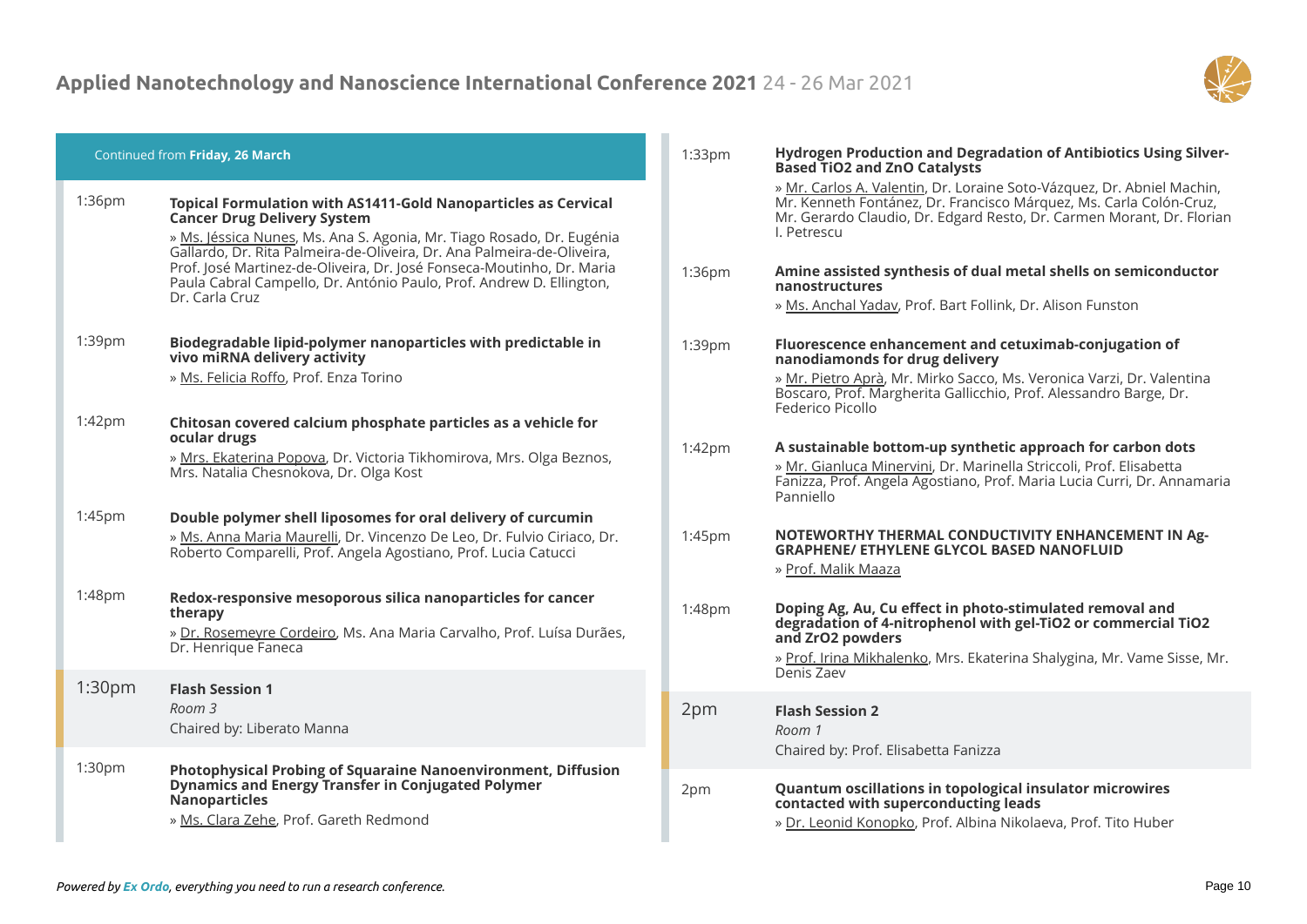Continued from **Friday, 26 March**

1:36pm

**Topical Formulation with AS1411-Gold Nanoparticles as Cervical Cancer Drug Delivery System**

» Ms. Jéssica Nunes, Ms. Ana S. Agonia, Mr. Tiago Rosado, Dr. Eugénia Gallardo, Dr. Rita Palmeira-de-Oliveira, Dr. Ana Palmeira-de-Oliveira, Prof. José Martinez-de-Oliveira, Dr. José Fonseca-Moutinho, Dr. Maria Paula Cabral Campello, Dr. António Paulo, Prof. Andrew D. Ellington, Dr. Carla Cruz

1:39pm

**Biodegradable lipid-polymer nanoparticles with predictable in vivo miRNA delivery activity**

» Ms. Felicia Roffo, Prof. Enza Torino

1:42pm

**Chitosan covered calcium phosphate particles as a vehicle for ocular drugs**

» Mrs. Ekaterina Popova, Dr. Victoria Tikhomirova, Mrs. Olga Beznos, Mrs. Natalia Chesnokova, Dr. Olga Kost

1:45pm

**Double polymer shell liposomes for oral delivery of curcumin**

» Ms. Anna Maria Maurelli, Dr. Vincenzo De Leo, Dr. Fulvio Ciriaco, Dr. Roberto Comparelli, Prof. Angela Agostiano, Prof. Lucia Catucci

1:48pm

**Redox-responsive mesoporous silica nanoparticles for cancer therapy**

» Dr. Rosemeyre Cordeiro, Ms. Ana Maria Carvalho, Prof. Luísa Durães, Dr. Henrique Faneca

## 1:30pm Flash Session 1

*Room 3*

Chaired by: Liberato Manna

1:30pm

**Photophysical Probing of Squaraine Nanoenvironment, Diffusion Dynamics and Energy Transfer in Conjugated Polymer Nanoparticles**

» Ms. Clara Zehe, Prof. Gareth Redmond

1:33pm

**Hydrogen Production and Degradation of Antibiotics Using Silver-Based TiO2 and ZnO Catalysts**

» Mr. Carlos A. Valentin, Dr. Loraine Soto-Vázquez, Dr. Abniel Machin, Mr. Kenneth Fontánez, Dr. Francisco Márquez, Ms. Carla Colón-Cruz, Mr. Gerardo Claudio, Dr. Edgard Resto, Dr. Carmen Morant, Dr. Florian I. Petrescu

1:36pm

**Amine assisted synthesis of dual metal shells on semiconductor nanostructures**

» Ms. Anchal Yadav, Prof. Bart Follink, Dr. Alison Funston

1:39pm

**Fluorescence enhancement and cetuximab-conjugation of nanodiamonds for drug delivery**

» Mr. Pietro Aprà, Mr. Mirko Sacco, Ms. Veronica Varzi, Dr. Valentina Boscaro, Prof. Margherita Gallicchio, Prof. Alessandro Barge, Dr. Federico Picollo

1:42pm

**A sustainable bottom-up synthetic approach for carbon dots**

» Mr. Gianluca Minervini, Dr. Marinella Striccoli, Prof. Elisabetta Fanizza, Prof. Angela Agostiano, Prof. Maria Lucia Curri, Dr. Annamaria Panniello

1:45pm

**NOTEWORTHY THERMAL CONDUCTIVITY ENHANCEMENT IN Ag-GRAPHENE/ ETHYLENE GLYCOL BASED NANOFLUID**

» Prof. Malik Maaza

1:48pm

**Doping Ag, Au, Cu effect in photo-stimulated removal and degradation of 4-nitrophenol with gel-TiO2 or commercial TiO2 and ZrO2 powders**

» Prof. Irina Mikhalenko, Mrs. Ekaterina Shalygina, Mr. Vame Sisse, Mr. Denis Zaev

## 2pm Flash Session 2

*Room 1*

Chaired by: Prof. Elisabetta Fanizza

2pm

**Quantum oscillations in topological insulator microwires contacted with superconducting leads**

» Dr. Leonid Konopko, Prof. Albina Nikolaeva, Prof. Tito Huber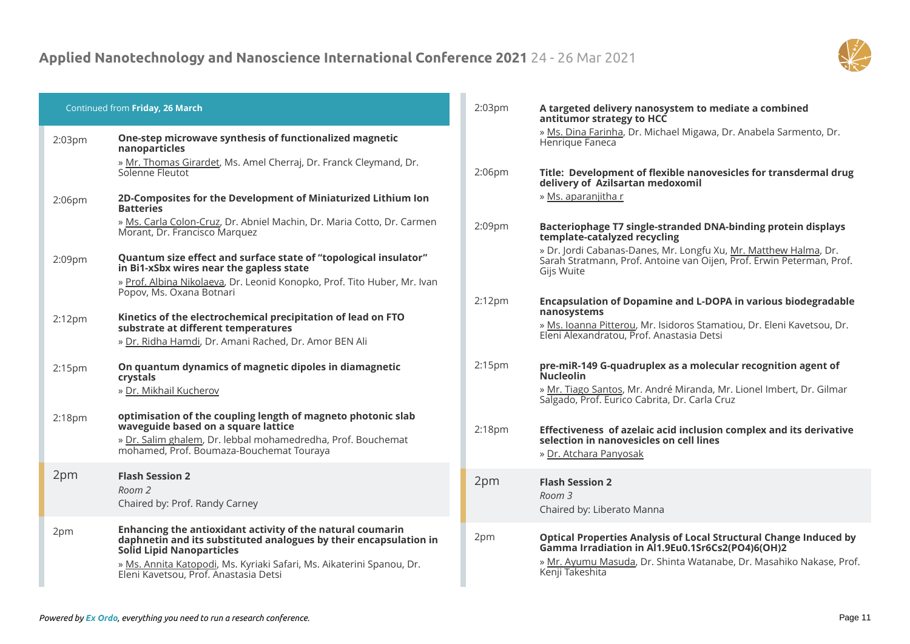Continued from **Friday, 26 March**

2:03pm

**One-step microwave synthesis of functionalized magnetic nanoparticles**

» Mr. Thomas Girardet, Ms. Amel Cherraj, Dr. Franck Cleymand, Dr. Solenne Fleutot

2:06pm

**2D-Composites for the Development of Miniaturized Lithium Ion Batteries**

» Ms. Carla Colon-Cruz, Dr. Abniel Machin, Dr. Maria Cotto, Dr. Carmen Morant, Dr. Francisco Marquez

2:09pm

**Quantum size effect and surface state of “topological insulator” in Bi1-xSbx wires near the gapless state**

» Prof. Albina Nikolaeva, Dr. Leonid Konopko, Prof. Tito Huber, Mr. Ivan Popov, Ms. Oxana Botnari

2:12pm

**Kinetics of the electrochemical precipitation of lead on FTO substrate at different temperatures**

» Dr. Ridha Hamdi, Dr. Amani Rached, Dr. Amor BEN Ali

2:15pm

**On quantum dynamics of magnetic dipoles in diamagnetic crystals**

» Dr. Mikhail Kucherov

2:18pm

**optimisation of the coupling length of magneto photonic slab waveguide based on a square lattice**

» Dr. Salim ghalem, Dr. lebbal mohamedredha, Prof. Bouchemat mohamed, Prof. Boumaza-Bouchemat Touraya

2pm

**Flash Session 2**

*Room 2*

Chaired by: Prof. Randy Carney

2pm

**Enhancing the antioxidant activity of the natural coumarin daphnetin and its substituted analogues by their encapsulation in Solid Lipid Nanoparticles**

» Ms. Annita Katopodi, Ms. Kyriaki Safari, Ms. Aikaterini Spanou, Dr. Eleni Kavetsou, Prof. Anastasia Detsi

2:03pm

**A targeted delivery nanosystem to mediate a combined antitumor strategy to HCC**

» Ms. Dina Farinha, Dr. Michael Migawa, Dr. Anabela Sarmento, Dr. Henrique Faneca

2:06pm

**Title: Development of flexible nanovesicles for transdermal drug delivery of Azilsartan medoxomil**

» Ms. aparanjitha r

2:09pm

**Bacteriophage T7 single-stranded DNA-binding protein displays template-catalyzed recycling**

» Dr. Jordi Cabanas-Danes, Mr. Longfu Xu, Mr. Matthew Halma, Dr. Sarah Stratmann, Prof. Antoine van Oijen, Prof. Erwin Peterman, Prof. Gijs Wuite

2:12pm

**Encapsulation of Dopamine and L-DOPA in various biodegradable nanosystems**

» Ms. Ioanna Pitterou, Mr. Isidoros Stamatiou, Dr. Eleni Kavetsou, Dr. Eleni Alexandratou, Prof. Anastasia Detsi

2:15pm

**pre-miR-149 G-quadruplex as a molecular recognition agent of Nucleolin**

» Mr. Tiago Santos, Mr. André Miranda, Mr. Lionel Imbert, Dr. Gilmar Salgado, Prof. Eurico Cabrita, Dr. Carla Cruz

2:18pm

**Effectiveness of azelaic acid inclusion complex and its derivative selection in nanovesicles on cell lines**

» Dr. Atchara Panyosak

2pm

**Flash Session 2**

*Room 3*

Chaired by: Liberato Manna

2pm

**Optical Properties Analysis of Local Structural Change Induced by Gamma Irradiation in $Al_{1.9}Eu_{0.1}Sr_6Cs_2(PO_4)_6(OH)_2$**

» Mr. Ayumu Masuda, Dr. Shinta Watanabe, Dr. Masahiko Nakase, Prof. Kenji Takeshita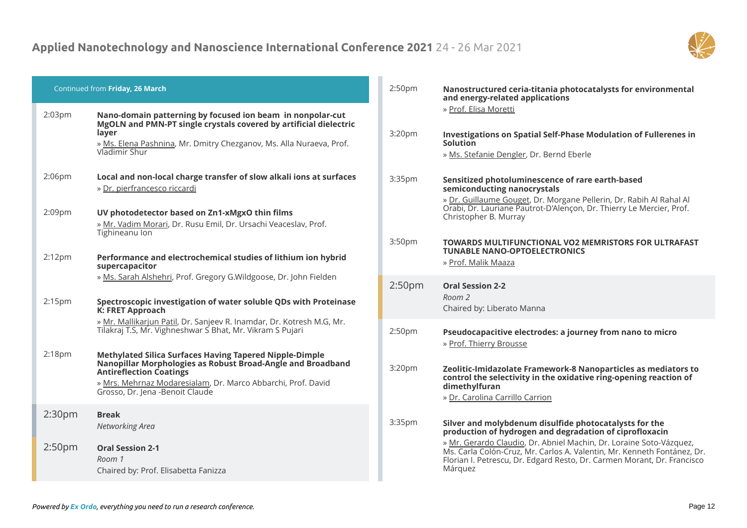Continued from **Friday, 26 March**

2:03pm
**Nano-domain patterning by focused ion beam in nonpolar-cut MgOLN and PMN-PT single crystals covered by artificial dielectric layer**
» Ms. Elena Pashnina, Mr. Dmitry Chezganov, Ms. Alla Nuraeva, Prof. Vladimir Shur

2:06pm
**Local and non-local charge transfer of slow alkali ions at surfaces**
» Dr. pierfrancesco riccardi

2:09pm
**UV photodetector based on Zn1-xMgxO thin films**
» Mr. Vadim Morari, Dr. Rusu Emil, Dr. Ursachi Veaceslav, Prof. Tighineanu Ion

2:12pm
**Performance and electrochemical studies of lithium ion hybrid supercapacitor**
» Ms. Sarah Alshehri, Prof. Gregory G.Wildgoose, Dr. John Fielden

2:15pm
**Spectroscopic investigation of water soluble QDs with Proteinase K: FRET Approach**
» Mr. Mallikarjun Patil, Dr. Sanjeev R. Inamdar, Dr. Kotresh M.G, Mr. Tilakraj T.S, Mr. Vighneshwar S Bhat, Mr. Vikram S Pujari

2:18pm
**Methylated Silica Surfaces Having Tapered Nipple-Dimple Nanopillar Morphologies as Robust Broad-Angle and Broadband Antireflection Coatings**
» Mrs. Mehrnaz Modaresialam, Dr. Marco Abbarchi, Prof. David Grosso, Dr. Jena -Benoit Claude

## 2:30pm Break

*Networking Area*

## 2:50pm Oral Session 2-1

*Room 1*

Chaired by: Prof. Elisabetta Fanizza

2:50pm
**Nanostructured ceria-titania photocatalysts for environmental and energy-related applications**
» Prof. Elisa Moretti

3:20pm
**Investigations on Spatial Self-Phase Modulation of Fullerenes in Solution**
» Ms. Stefanie Dengler, Dr. Bernd Eberle

3:35pm
**Sensitized photoluminescence of rare earth-based semiconducting nanocrystals**
» Dr. Guillaume Gouget, Dr. Morgane Pellerin, Dr. Rabih Al Rahal Al Orabi, Dr. Lauriane Pautrot-D'Alençon, Dr. Thierry Le Mercier, Prof. Christopher B. Murray

3:50pm
**TOWARDS MULTIFUNCTIONAL VO2 MEMRISTORS FOR ULTRAFAST TUNABLE NANO-OPTOELECTRONICS**
» Prof. Malik Maaza

## 2:50pm Oral Session 2-2

*Room 2*

Chaired by: Liberato Manna

2:50pm
**Pseudocapacitive electrodes: a journey from nano to micro**
» Prof. Thierry Brousse

3:20pm
**Zeolitic-Imidazolate Framework-8 Nanoparticles as mediators to control the selectivity in the oxidative ring-opening reaction of dimethylfuran**
» Dr. Carolina Carrillo Carrion

3:35pm
**Silver and molybdenum disulfide photocatalysts for the production of hydrogen and degradation of ciprofloxacin**
» Mr. Gerardo Claudio, Dr. Abniel Machin, Dr. Loraine Soto-Vázquez, Ms. Carla Colón-Cruz, Mr. Carlos A. Valentin, Mr. Kenneth Fontánez, Dr. Florian I. Petrescu, Dr. Edgard Resto, Dr. Carmen Morant, Dr. Francisco Márquez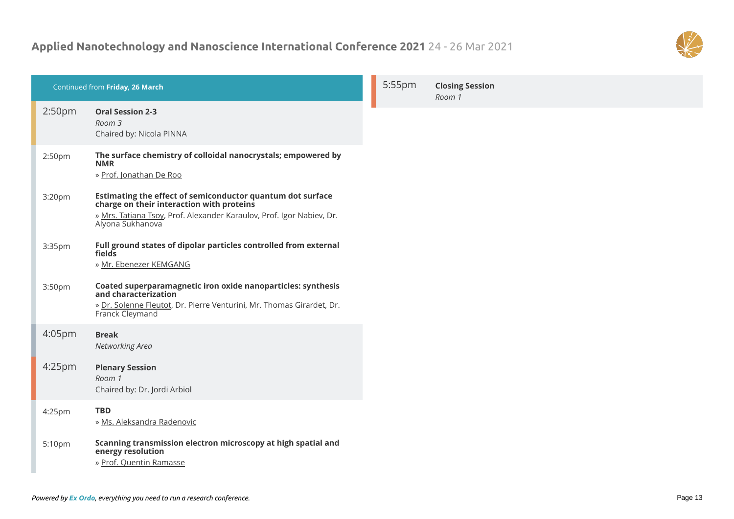Continued from **Friday, 26 March**

2:50pm **Oral Session 2-3**
*Room 3*
Chaired by: Nicola PINNA

2:50pm **The surface chemistry of colloidal nanocrystals; empowered by NMR**
» Prof. Jonathan De Roo

3:20pm **Estimating the effect of semiconductor quantum dot surface charge on their interaction with proteins**
» Mrs. Tatiana Tsoy, Prof. Alexander Karaulov, Prof. Igor Nabiev, Dr. Alyona Sukhanova

3:35pm **Full ground states of dipolar particles controlled from external fields**
» Mr. Ebenezer KEMGANG

3:50pm **Coated superparamagnetic iron oxide nanoparticles: synthesis and characterization**
» Dr. Solenne Fleutot, Dr. Pierre Venturini, Mr. Thomas Girardet, Dr. Franck Cleymand

4:05pm **Break**
*Networking Area*

4:25pm **Plenary Session**
*Room 1*
Chaired by: Dr. Jordi Arbiol

4:25pm **TBD**
» Ms. Aleksandra Radenovic

5:10pm **Scanning transmission electron microscopy at high spatial and energy resolution**
» Prof. Quentin Ramasse

5:55pm **Closing Session**
*Room 1*